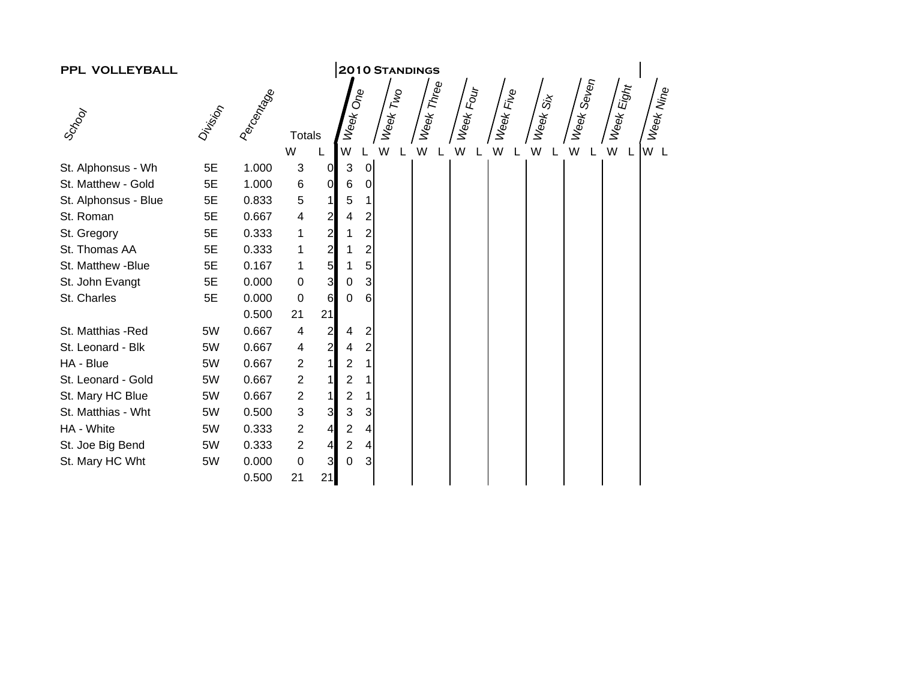**PPL VOLLEYBALL**

**2010 Standings**

| School | Division | Percentage | Totals W | Totals L | Week One W | Week One L | Week Two W | Week Two L | Week Three W | Week Three L | Week Four W | Week Four L | Week Five W | Week Five L | Week Six W | Week Six L | Week Seven W | Week Seven L | Week Eight W | Week Eight L | Week Nine W | Week Nine L |
|---|---|---|---|---|---|---|---|---|---|---|---|---|---|---|---|---|---|---|---|---|---|---|
| St. Alphonsus - Wh | 5E | 1.000 | 3 | 0 | 3 | 0 | | | | | | | | | | | | | | | | |
| St. Matthew - Gold | 5E | 1.000 | 6 | 0 | 6 | 0 | | | | | | | | | | | | | | | | |
| St. Alphonsus - Blue | 5E | 0.833 | 5 | 1 | 5 | 1 | | | | | | | | | | | | | | | | |
| St. Roman | 5E | 0.667 | 4 | 2 | 4 | 2 | | | | | | | | | | | | | | | | |
| St. Gregory | 5E | 0.333 | 1 | 2 | 1 | 2 | | | | | | | | | | | | | | | | |
| St. Thomas AA | 5E | 0.333 | 1 | 2 | 1 | 2 | | | | | | | | | | | | | | | | |
| St. Matthew -Blue | 5E | 0.167 | 1 | 5 | 1 | 5 | | | | | | | | | | | | | | | | |
| St. John Evangt | 5E | 0.000 | 0 | 3 | 0 | 3 | | | | | | | | | | | | | | | | |
| St. Charles | 5E | 0.000 | 0 | 6 | 0 | 6 | | | | | | | | | | | | | | | | |
| | | 0.500 | 21 | 21 | | | | | | | | | | | | | | | | | | |
| St. Matthias -Red | 5W | 0.667 | 4 | 2 | 4 | 2 | | | | | | | | | | | | | | | | |
| St. Leonard - Blk | 5W | 0.667 | 4 | 2 | 4 | 2 | | | | | | | | | | | | | | | | |
| HA - Blue | 5W | 0.667 | 2 | 1 | 2 | 1 | | | | | | | | | | | | | | | | |
| St. Leonard - Gold | 5W | 0.667 | 2 | 1 | 2 | 1 | | | | | | | | | | | | | | | | |
| St. Mary HC Blue | 5W | 0.667 | 2 | 1 | 2 | 1 | | | | | | | | | | | | | | | | |
| St. Matthias - Wht | 5W | 0.500 | 3 | 3 | 3 | 3 | | | | | | | | | | | | | | | | |
| HA - White | 5W | 0.333 | 2 | 4 | 2 | 4 | | | | | | | | | | | | | | | | |
| St. Joe Big Bend | 5W | 0.333 | 2 | 4 | 2 | 4 | | | | | | | | | | | | | | | | |
| St. Mary HC Wht | 5W | 0.000 | 0 | 3 | 0 | 3 | | | | | | | | | | | | | | | | |
| | | 0.500 | 21 | 21 | | | | | | | | | | | | | | | | | | |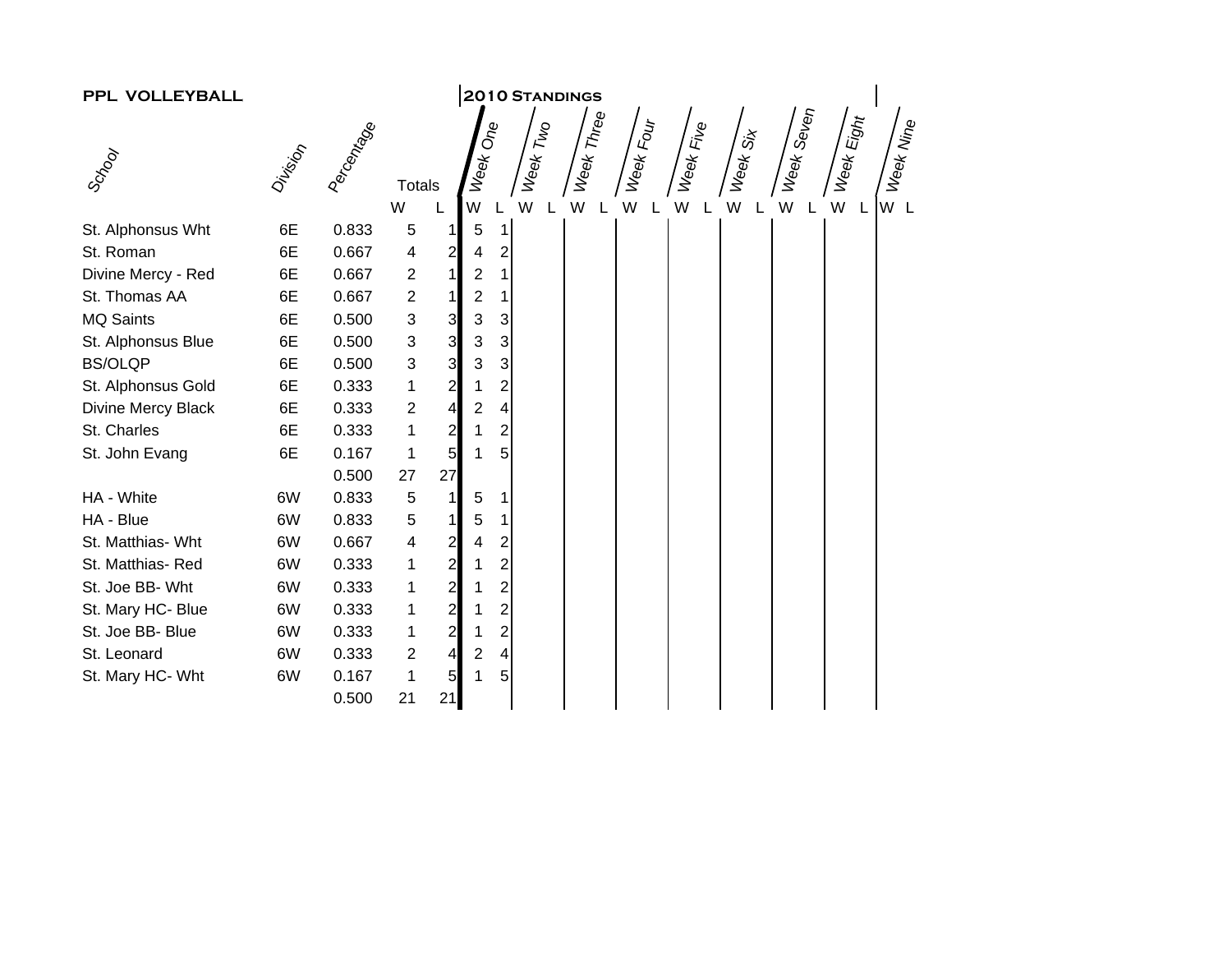**PPL VOLLEYBALL**

**2010 Standings**

| School | Division | Percentage | Totals | | Week One | | Week Two | | Week Three | | Week Four | | Week Five | | Week Six | | Week Seven | | Week Eight | | Week Nine | |
|---|---|---|---|---|---|---|---|---|---|---|---|---|---|---|---|---|---|---|---|---|---|---|
| | | | W | L | W | L | W | L | W | L | W | L | W | L | W | L | W | L | W | L | W | L |
| St. Alphonsus Wht | 6E | 0.833 | 5 | 1 | 5 | 1 | | | | | | | | | | | | | | | | |
| St. Roman | 6E | 0.667 | 4 | 2 | 4 | 2 | | | | | | | | | | | | | | | | |
| Divine Mercy - Red | 6E | 0.667 | 2 | 1 | 2 | 1 | | | | | | | | | | | | | | | | |
| St. Thomas AA | 6E | 0.667 | 2 | 1 | 2 | 1 | | | | | | | | | | | | | | | | |
| MQ Saints | 6E | 0.500 | 3 | 3 | 3 | 3 | | | | | | | | | | | | | | | | |
| St. Alphonsus Blue | 6E | 0.500 | 3 | 3 | 3 | 3 | | | | | | | | | | | | | | | | |
| BS/OLQP | 6E | 0.500 | 3 | 3 | 3 | 3 | | | | | | | | | | | | | | | | |
| St. Alphonsus Gold | 6E | 0.333 | 1 | 2 | 1 | 2 | | | | | | | | | | | | | | | | |
| Divine Mercy Black | 6E | 0.333 | 2 | 4 | 2 | 4 | | | | | | | | | | | | | | | | |
| St. Charles | 6E | 0.333 | 1 | 2 | 1 | 2 | | | | | | | | | | | | | | | | |
| St. John Evang | 6E | 0.167 | 1 | 5 | 1 | 5 | | | | | | | | | | | | | | | | |
| | | 0.500 | 27 | 27 | | | | | | | | | | | | | | | | | | |
| HA - White | 6W | 0.833 | 5 | 1 | 5 | 1 | | | | | | | | | | | | | | | | |
| HA - Blue | 6W | 0.833 | 5 | 1 | 5 | 1 | | | | | | | | | | | | | | | | |
| St. Matthias- Wht | 6W | 0.667 | 4 | 2 | 4 | 2 | | | | | | | | | | | | | | | | |
| St. Matthias- Red | 6W | 0.333 | 1 | 2 | 1 | 2 | | | | | | | | | | | | | | | | |
| St. Joe BB- Wht | 6W | 0.333 | 1 | 2 | 1 | 2 | | | | | | | | | | | | | | | | |
| St. Mary HC- Blue | 6W | 0.333 | 1 | 2 | 1 | 2 | | | | | | | | | | | | | | | | |
| St. Joe BB- Blue | 6W | 0.333 | 1 | 2 | 1 | 2 | | | | | | | | | | | | | | | | |
| St. Leonard | 6W | 0.333 | 2 | 4 | 2 | 4 | | | | | | | | | | | | | | | | |
| St. Mary HC- Wht | 6W | 0.167 | 1 | 5 | 1 | 5 | | | | | | | | | | | | | | | | |
| | | 0.500 | 21 | 21 | | | | | | | | | | | | | | | | | | |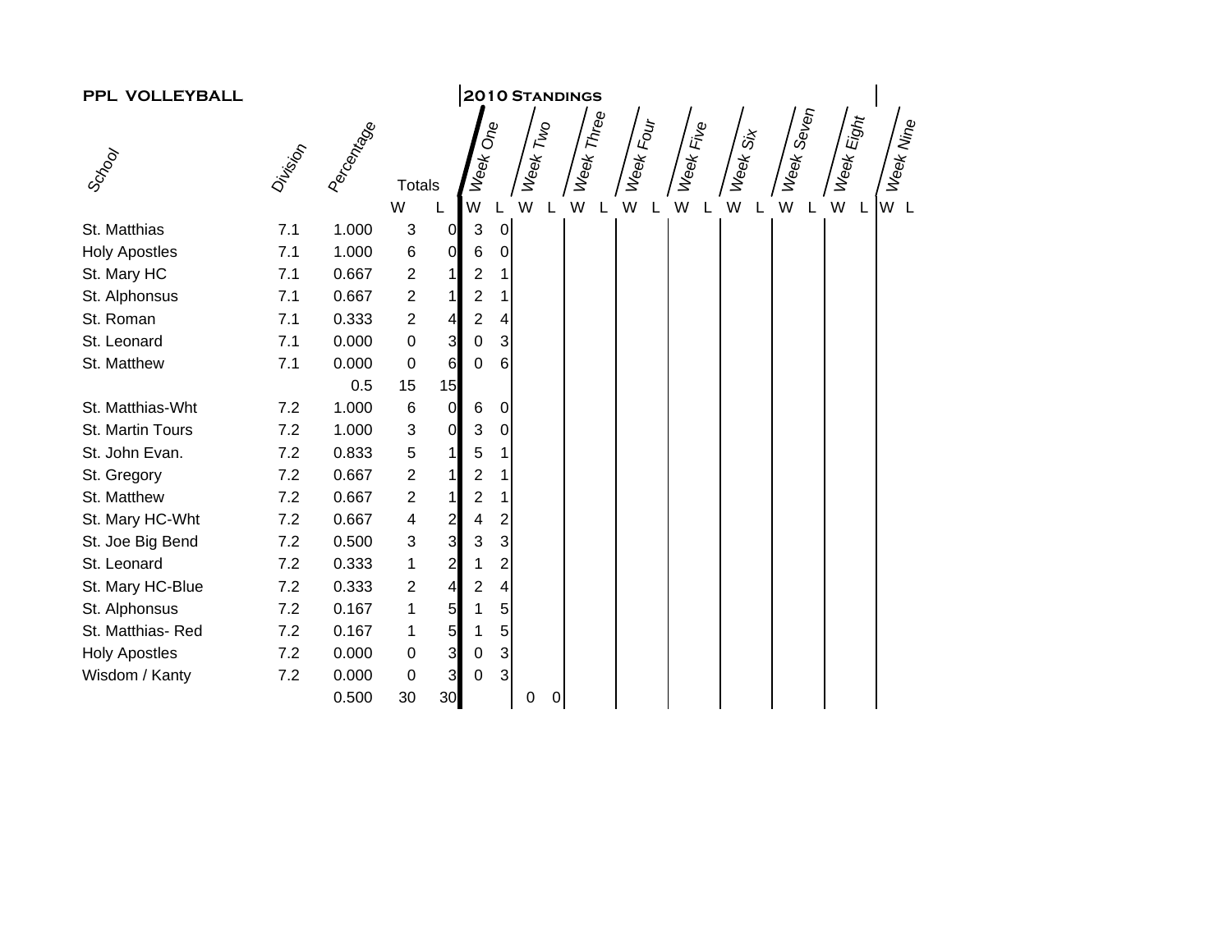**PPL VOLLEYBALL** — **2010 STANDINGS**

| School | Division | Percentage | Totals W | Totals L | Week One W | Week One L | Week Two W | Week Two L | Week Three W | Week Three L | Week Four W | Week Four L | Week Five W | Week Five L | Week Six W | Week Six L | Week Seven W | Week Seven L | Week Eight W | Week Eight L | Week Nine W | Week Nine L |
|---|---|---|---|---|---|---|---|---|---|---|---|---|---|---|---|---|---|---|---|---|---|---|
| St. Matthias | 7.1 | 1.000 | 3 | 0 | 3 | 0 | | | | | | | | | | | | | | | | |
| Holy Apostles | 7.1 | 1.000 | 6 | 0 | 6 | 0 | | | | | | | | | | | | | | | | |
| St. Mary HC | 7.1 | 0.667 | 2 | 1 | 2 | 1 | | | | | | | | | | | | | | | | |
| St. Alphonsus | 7.1 | 0.667 | 2 | 1 | 2 | 1 | | | | | | | | | | | | | | | | |
| St. Roman | 7.1 | 0.333 | 2 | 4 | 2 | 4 | | | | | | | | | | | | | | | | |
| St. Leonard | 7.1 | 0.000 | 0 | 3 | 0 | 3 | | | | | | | | | | | | | | | | |
| St. Matthew | 7.1 | 0.000 | 0 | 6 | 0 | 6 | | | | | | | | | | | | | | | | |
| | | 0.5 | 15 | 15 | | | | | | | | | | | | | | | | | | |
| St. Matthias-Wht | 7.2 | 1.000 | 6 | 0 | 6 | 0 | | | | | | | | | | | | | | | | |
| St. Martin Tours | 7.2 | 1.000 | 3 | 0 | 3 | 0 | | | | | | | | | | | | | | | | |
| St. John Evan. | 7.2 | 0.833 | 5 | 1 | 5 | 1 | | | | | | | | | | | | | | | | |
| St. Gregory | 7.2 | 0.667 | 2 | 1 | 2 | 1 | | | | | | | | | | | | | | | | |
| St. Matthew | 7.2 | 0.667 | 2 | 1 | 2 | 1 | | | | | | | | | | | | | | | | |
| St. Mary HC-Wht | 7.2 | 0.667 | 4 | 2 | 4 | 2 | | | | | | | | | | | | | | | | |
| St. Joe Big Bend | 7.2 | 0.500 | 3 | 3 | 3 | 3 | | | | | | | | | | | | | | | | |
| St. Leonard | 7.2 | 0.333 | 1 | 2 | 1 | 2 | | | | | | | | | | | | | | | | |
| St. Mary HC-Blue | 7.2 | 0.333 | 2 | 4 | 2 | 4 | | | | | | | | | | | | | | | | |
| St. Alphonsus | 7.2 | 0.167 | 1 | 5 | 1 | 5 | | | | | | | | | | | | | | | | |
| St. Matthias- Red | 7.2 | 0.167 | 1 | 5 | 1 | 5 | | | | | | | | | | | | | | | | |
| Holy Apostles | 7.2 | 0.000 | 0 | 3 | 0 | 3 | | | | | | | | | | | | | | | | |
| Wisdom / Kanty | 7.2 | 0.000 | 0 | 3 | 0 | 3 | | | | | | | | | | | | | | | | |
| | | 0.500 | 30 | 30 | | | 0 | 0 | | | | | | | | | | | | | | |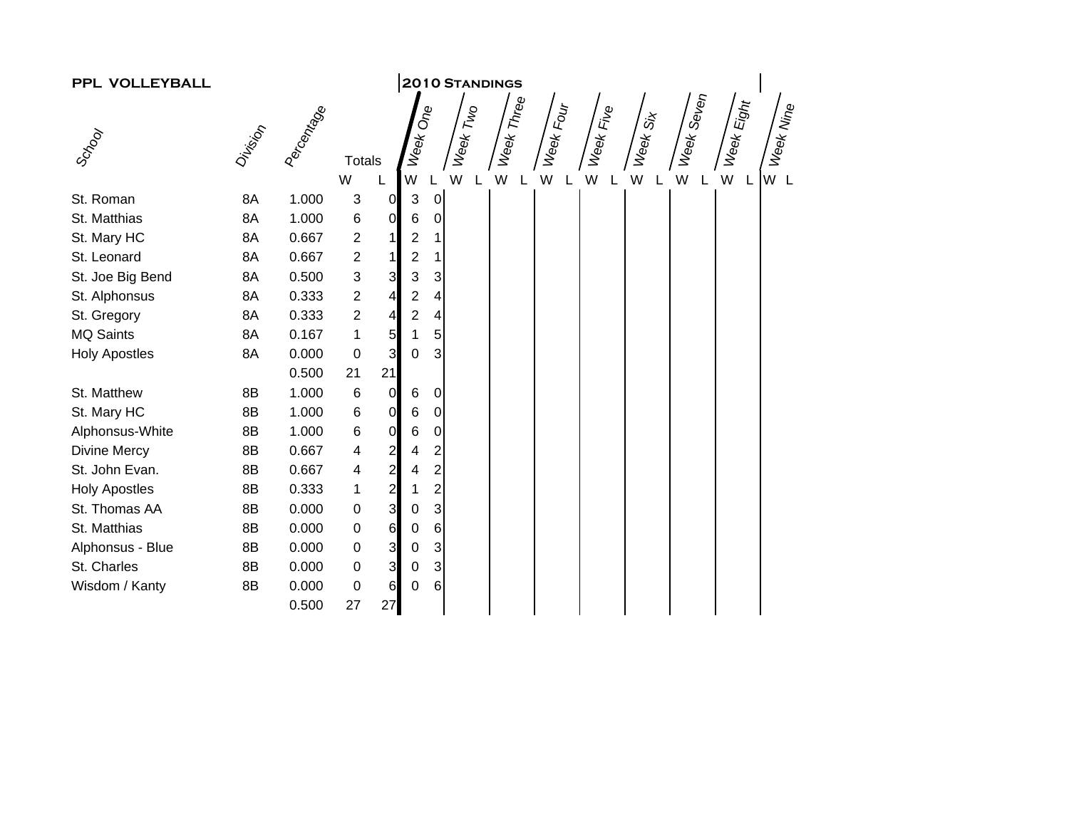**PPL VOLLEYBALL**

**2010 Standings**

| School | Division | Percentage | Totals W | Totals L | Week One W | Week One L | Week Two W | Week Two L | Week Three W | Week Three L | Week Four W | Week Four L | Week Five W | Week Five L | Week Six W | Week Six L | Week Seven W | Week Seven L | Week Eight W | Week Eight L | Week Nine W | Week Nine L |
|---|---|---|---|---|---|---|---|---|---|---|---|---|---|---|---|---|---|---|---|---|---|---|
| St. Roman | 8A | 1.000 | 3 | 0 | 3 | 0 | | | | | | | | | | | | | | | | |
| St. Matthias | 8A | 1.000 | 6 | 0 | 6 | 0 | | | | | | | | | | | | | | | | |
| St. Mary HC | 8A | 0.667 | 2 | 1 | 2 | 1 | | | | | | | | | | | | | | | | |
| St. Leonard | 8A | 0.667 | 2 | 1 | 2 | 1 | | | | | | | | | | | | | | | | |
| St. Joe Big Bend | 8A | 0.500 | 3 | 3 | 3 | 3 | | | | | | | | | | | | | | | | |
| St. Alphonsus | 8A | 0.333 | 2 | 4 | 2 | 4 | | | | | | | | | | | | | | | | |
| St. Gregory | 8A | 0.333 | 2 | 4 | 2 | 4 | | | | | | | | | | | | | | | | |
| MQ Saints | 8A | 0.167 | 1 | 5 | 1 | 5 | | | | | | | | | | | | | | | | |
| Holy Apostles | 8A | 0.000 | 0 | 3 | 0 | 3 | | | | | | | | | | | | | | | | |
| | | 0.500 | 21 | 21 | | | | | | | | | | | | | | | | | | |
| St. Matthew | 8B | 1.000 | 6 | 0 | 6 | 0 | | | | | | | | | | | | | | | | |
| St. Mary HC | 8B | 1.000 | 6 | 0 | 6 | 0 | | | | | | | | | | | | | | | | |
| Alphonsus-White | 8B | 1.000 | 6 | 0 | 6 | 0 | | | | | | | | | | | | | | | | |
| Divine Mercy | 8B | 0.667 | 4 | 2 | 4 | 2 | | | | | | | | | | | | | | | | |
| St. John Evan. | 8B | 0.667 | 4 | 2 | 4 | 2 | | | | | | | | | | | | | | | | |
| Holy Apostles | 8B | 0.333 | 1 | 2 | 1 | 2 | | | | | | | | | | | | | | | | |
| St. Thomas AA | 8B | 0.000 | 0 | 3 | 0 | 3 | | | | | | | | | | | | | | | | |
| St. Matthias | 8B | 0.000 | 0 | 6 | 0 | 6 | | | | | | | | | | | | | | | | |
| Alphonsus - Blue | 8B | 0.000 | 0 | 3 | 0 | 3 | | | | | | | | | | | | | | | | |
| St. Charles | 8B | 0.000 | 0 | 3 | 0 | 3 | | | | | | | | | | | | | | | | |
| Wisdom / Kanty | 8B | 0.000 | 0 | 6 | 0 | 6 | | | | | | | | | | | | | | | | |
| | | 0.500 | 27 | 27 | | | | | | | | | | | | | | | | | | |